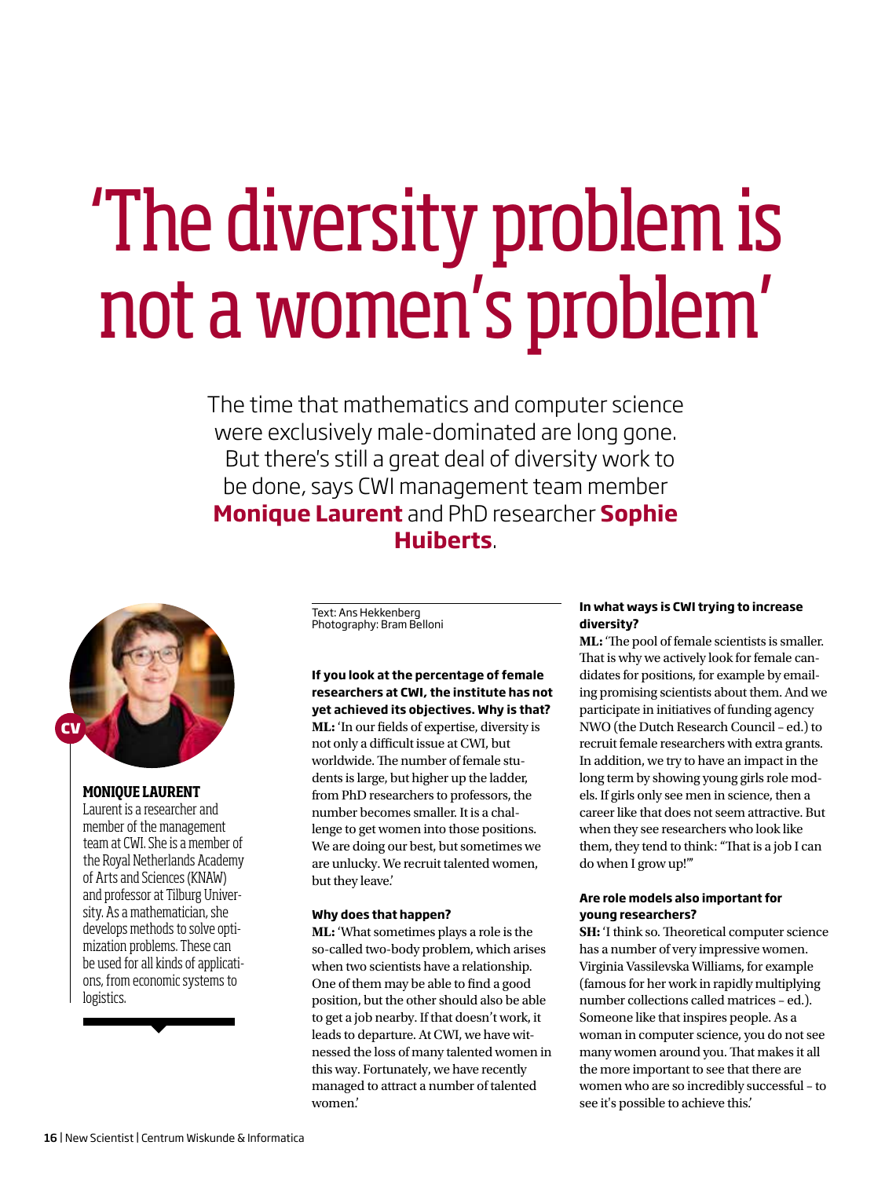# 'The diversity problem is not a women's problem'

The time that mathematics and computer science were exclusively male-dominated are long gone. But there's still a great deal of diversity work to be done, says CWI management team member **Monique Laurent** and PhD researcher **Sophie Huiberts**.

CV

**MONIQUE LAURENT**

Laurent is a researcher and member of the management team at CWI. She is a member of the Royal Netherlands Academy of Arts and Sciences (KNAW) and professor at Tilburg University. As a mathematician, she develops methods to solve optimization problems. These can be used for all kinds of applications, from economic systems to logistics.

Text: Ans Hekkenberg
Photography: Bram Belloni

**If you look at the percentage of female researchers at CWI, the institute has not yet achieved its objectives. Why is that?**

**ML:** 'In our fields of expertise, diversity is not only a difficult issue at CWI, but worldwide. The number of female students is large, but higher up the ladder, from PhD researchers to professors, the number becomes smaller. It is a challenge to get women into those positions. We are doing our best, but sometimes we are unlucky. We recruit talented women, but they leave.'

**Why does that happen?**

**ML:** 'What sometimes plays a role is the so-called two-body problem, which arises when two scientists have a relationship. One of them may be able to find a good position, but the other should also be able to get a job nearby. If that doesn't work, it leads to departure. At CWI, we have witnessed the loss of many talented women in this way. Fortunately, we have recently managed to attract a number of talented women.'

**In what ways is CWI trying to increase diversity?**

**ML:** 'The pool of female scientists is smaller. That is why we actively look for female candidates for positions, for example by emailing promising scientists about them. And we participate in initiatives of funding agency NWO (the Dutch Research Council – ed.) to recruit female researchers with extra grants. In addition, we try to have an impact in the long term by showing young girls role models. If girls only see men in science, then a career like that does not seem attractive. But when they see researchers who look like them, they tend to think: "That is a job I can do when I grow up!"'

**Are role models also important for young researchers?**

**SH:** 'I think so. Theoretical computer science has a number of very impressive women. Virginia Vassilevska Williams, for example (famous for her work in rapidly multiplying number collections called matrices – ed.). Someone like that inspires people. As a woman in computer science, you do not see many women around you. That makes it all the more important to see that there are women who are so incredibly successful – to see it's possible to achieve this.'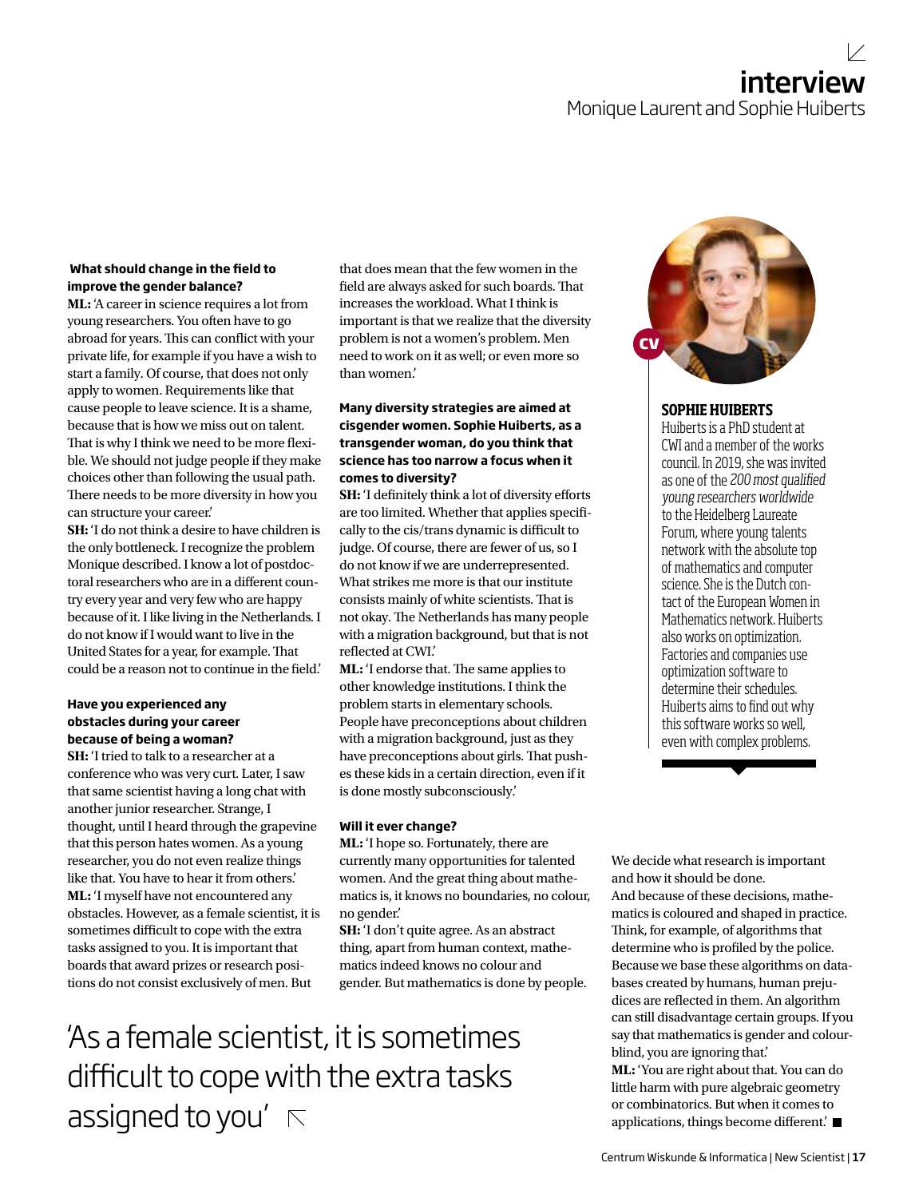# interview

Monique Laurent and Sophie Huiberts

**What should change in the field to improve the gender balance?**

**ML:** 'A career in science requires a lot from young researchers. You often have to go abroad for years. This can conflict with your private life, for example if you have a wish to start a family. Of course, that does not only apply to women. Requirements like that cause people to leave science. It is a shame, because that is how we miss out on talent. That is why I think we need to be more flexible. We should not judge people if they make choices other than following the usual path. There needs to be more diversity in how you can structure your career.'

**SH:** 'I do not think a desire to have children is the only bottleneck. I recognize the problem Monique described. I know a lot of postdoctoral researchers who are in a different country every year and very few who are happy because of it. I like living in the Netherlands. I do not know if I would want to live in the United States for a year, for example. That could be a reason not to continue in the field.'

**Have you experienced any obstacles during your career because of being a woman?**

**SH:** 'I tried to talk to a researcher at a conference who was very curt. Later, I saw that same scientist having a long chat with another junior researcher. Strange, I thought, until I heard through the grapevine that this person hates women. As a young researcher, you do not even realize things like that. You have to hear it from others.'

**ML:** 'I myself have not encountered any obstacles. However, as a female scientist, it is sometimes difficult to cope with the extra tasks assigned to you. It is important that boards that award prizes or research positions do not consist exclusively of men. But that does mean that the few women in the field are always asked for such boards. That increases the workload. What I think is important is that we realize that the diversity problem is not a women's problem. Men need to work on it as well; or even more so than women.'

**Many diversity strategies are aimed at cisgender women. Sophie Huiberts, as a transgender woman, do you think that science has too narrow a focus when it comes to diversity?**

**SH:** 'I definitely think a lot of diversity efforts are too limited. Whether that applies specifically to the cis/trans dynamic is difficult to judge. Of course, there are fewer of us, so I do not know if we are underrepresented. What strikes me more is that our institute consists mainly of white scientists. That is not okay. The Netherlands has many people with a migration background, but that is not reflected at CWI.'

**ML:** 'I endorse that. The same applies to other knowledge institutions. I think the problem starts in elementary schools. People have preconceptions about children with a migration background, just as they have preconceptions about girls. That pushes these kids in a certain direction, even if it is done mostly subconsciously.'

**Will it ever change?**

**ML:** 'I hope so. Fortunately, there are currently many opportunities for talented women. And the great thing about mathematics is, it knows no boundaries, no colour, no gender.'

**SH:** 'I don't quite agree. As an abstract thing, apart from human context, mathematics indeed knows no colour and gender. But mathematics is done by people. We decide what research is important and how it should be done. And because of these decisions, mathematics is coloured and shaped in practice. Think, for example, of algorithms that determine who is profiled by the police. Because we base these algorithms on databases created by humans, human prejudices are reflected in them. An algorithm can still disadvantage certain groups. If you say that mathematics is gender and colourblind, you are ignoring that.'

**ML:** 'You are right about that. You can do little harm with pure algebraic geometry or combinatorics. But when it comes to applications, things become different.'

'As a female scientist, it is sometimes difficult to cope with the extra tasks assigned to you'

CV

**SOPHIE HUIBERTS**

Huiberts is a PhD student at CWI and a member of the works council. In 2019, she was invited as one of the *200 most qualified young researchers worldwide* to the Heidelberg Laureate Forum, where young talents network with the absolute top of mathematics and computer science. She is the Dutch contact of the European Women in Mathematics network. Huiberts also works on optimization. Factories and companies use optimization software to determine their schedules. Huiberts aims to find out why this software works so well, even with complex problems.